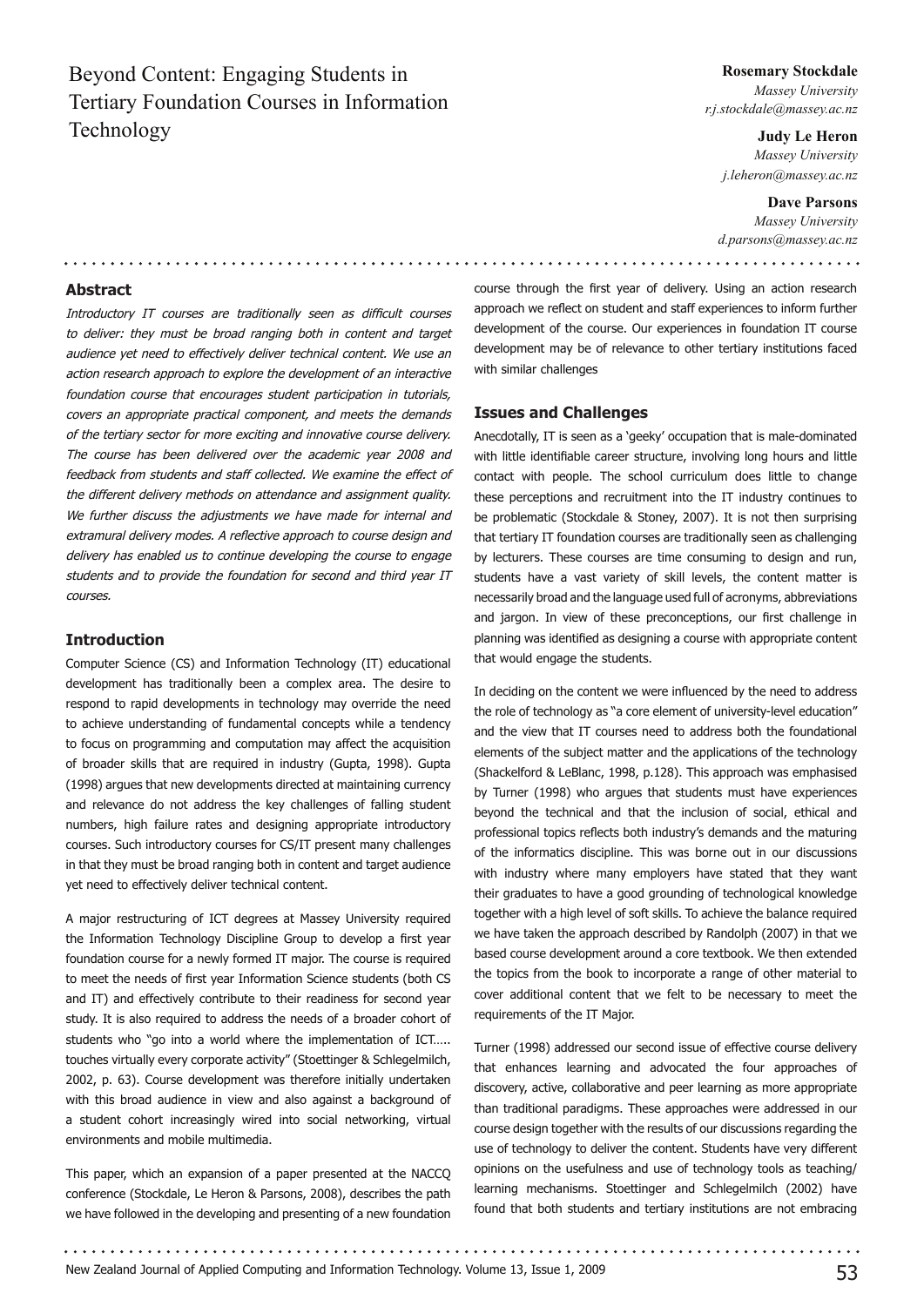# Beyond Content: Engaging Students in Tertiary Foundation Courses in Information Technology

**Rosemary Stockdale**
*Massey University*
*r.j.stockdale@massey.ac.nz*

**Judy Le Heron**
*Massey University*
*j.leheron@massey.ac.nz*

**Dave Parsons**
*Massey University*
*d.parsons@massey.ac.nz*

## Abstract

*Introductory IT courses are traditionally seen as difficult courses to deliver: they must be broad ranging both in content and target audience yet need to effectively deliver technical content. We use an action research approach to explore the development of an interactive foundation course that encourages student participation in tutorials, covers an appropriate practical component, and meets the demands of the tertiary sector for more exciting and innovative course delivery. The course has been delivered over the academic year 2008 and feedback from students and staff collected. We examine the effect of the different delivery methods on attendance and assignment quality. We further discuss the adjustments we have made for internal and extramural delivery modes. A reflective approach to course design and delivery has enabled us to continue developing the course to engage students and to provide the foundation for second and third year IT courses.*

## Introduction

Computer Science (CS) and Information Technology (IT) educational development has traditionally been a complex area. The desire to respond to rapid developments in technology may override the need to achieve understanding of fundamental concepts while a tendency to focus on programming and computation may affect the acquisition of broader skills that are required in industry (Gupta, 1998). Gupta (1998) argues that new developments directed at maintaining currency and relevance do not address the key challenges of falling student numbers, high failure rates and designing appropriate introductory courses. Such introductory courses for CS/IT present many challenges in that they must be broad ranging both in content and target audience yet need to effectively deliver technical content.

A major restructuring of ICT degrees at Massey University required the Information Technology Discipline Group to develop a first year foundation course for a newly formed IT major. The course is required to meet the needs of first year Information Science students (both CS and IT) and effectively contribute to their readiness for second year study. It is also required to address the needs of a broader cohort of students who "go into a world where the implementation of ICT….. touches virtually every corporate activity" (Stoettinger & Schlegelmilch, 2002, p. 63). Course development was therefore initially undertaken with this broad audience in view and also against a background of a student cohort increasingly wired into social networking, virtual environments and mobile multimedia.

This paper, which an expansion of a paper presented at the NACCQ conference (Stockdale, Le Heron & Parsons, 2008), describes the path we have followed in the developing and presenting of a new foundation course through the first year of delivery. Using an action research approach we reflect on student and staff experiences to inform further development of the course. Our experiences in foundation IT course development may be of relevance to other tertiary institutions faced with similar challenges

## Issues and Challenges

Anecdotally, IT is seen as a 'geeky' occupation that is male-dominated with little identifiable career structure, involving long hours and little contact with people. The school curriculum does little to change these perceptions and recruitment into the IT industry continues to be problematic (Stockdale & Stoney, 2007). It is not then surprising that tertiary IT foundation courses are traditionally seen as challenging by lecturers. These courses are time consuming to design and run, students have a vast variety of skill levels, the content matter is necessarily broad and the language used full of acronyms, abbreviations and jargon. In view of these preconceptions, our first challenge in planning was identified as designing a course with appropriate content that would engage the students.

In deciding on the content we were influenced by the need to address the role of technology as "a core element of university-level education" and the view that IT courses need to address both the foundational elements of the subject matter and the applications of the technology (Shackelford & LeBlanc, 1998, p.128). This approach was emphasised by Turner (1998) who argues that students must have experiences beyond the technical and that the inclusion of social, ethical and professional topics reflects both industry's demands and the maturing of the informatics discipline. This was borne out in our discussions with industry where many employers have stated that they want their graduates to have a good grounding of technological knowledge together with a high level of soft skills. To achieve the balance required we have taken the approach described by Randolph (2007) in that we based course development around a core textbook. We then extended the topics from the book to incorporate a range of other material to cover additional content that we felt to be necessary to meet the requirements of the IT Major.

Turner (1998) addressed our second issue of effective course delivery that enhances learning and advocated the four approaches of discovery, active, collaborative and peer learning as more appropriate than traditional paradigms. These approaches were addressed in our course design together with the results of our discussions regarding the use of technology to deliver the content. Students have very different opinions on the usefulness and use of technology tools as teaching/learning mechanisms. Stoettinger and Schlegelmilch (2002) have found that both students and tertiary institutions are not embracing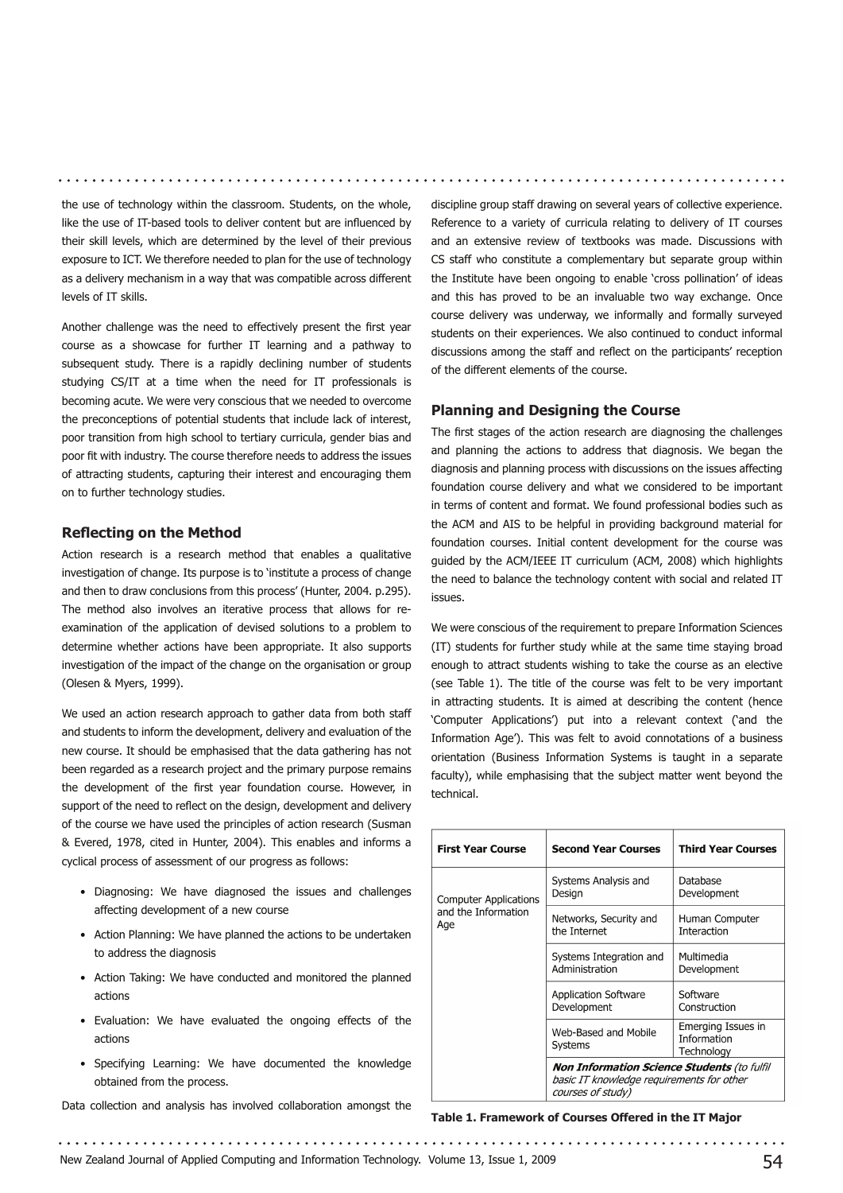the use of technology within the classroom. Students, on the whole, like the use of IT-based tools to deliver content but are influenced by their skill levels, which are determined by the level of their previous exposure to ICT. We therefore needed to plan for the use of technology as a delivery mechanism in a way that was compatible across different levels of IT skills.

Another challenge was the need to effectively present the first year course as a showcase for further IT learning and a pathway to subsequent study. There is a rapidly declining number of students studying CS/IT at a time when the need for IT professionals is becoming acute. We were very conscious that we needed to overcome the preconceptions of potential students that include lack of interest, poor transition from high school to tertiary curricula, gender bias and poor fit with industry. The course therefore needs to address the issues of attracting students, capturing their interest and encouraging them on to further technology studies.

### Reflecting on the Method

Action research is a research method that enables a qualitative investigation of change. Its purpose is to 'institute a process of change and then to draw conclusions from this process' (Hunter, 2004. p.295). The method also involves an iterative process that allows for re-examination of the application of devised solutions to a problem to determine whether actions have been appropriate. It also supports investigation of the impact of the change on the organisation or group (Olesen & Myers, 1999).

We used an action research approach to gather data from both staff and students to inform the development, delivery and evaluation of the new course. It should be emphasised that the data gathering has not been regarded as a research project and the primary purpose remains the development of the first year foundation course. However, in support of the need to reflect on the design, development and delivery of the course we have used the principles of action research (Susman & Evered, 1978, cited in Hunter, 2004). This enables and informs a cyclical process of assessment of our progress as follows:

- Diagnosing: We have diagnosed the issues and challenges affecting development of a new course
- Action Planning: We have planned the actions to be undertaken to address the diagnosis
- Action Taking: We have conducted and monitored the planned actions
- Evaluation: We have evaluated the ongoing effects of the actions
- Specifying Learning: We have documented the knowledge obtained from the process.

Data collection and analysis has involved collaboration amongst the discipline group staff drawing on several years of collective experience. Reference to a variety of curricula relating to delivery of IT courses and an extensive review of textbooks was made. Discussions with CS staff who constitute a complementary but separate group within the Institute have been ongoing to enable 'cross pollination' of ideas and this has proved to be an invaluable two way exchange. Once course delivery was underway, we informally and formally surveyed students on their experiences. We also continued to conduct informal discussions among the staff and reflect on the participants' reception of the different elements of the course.

### Planning and Designing the Course

The first stages of the action research are diagnosing the challenges and planning the actions to address that diagnosis. We began the diagnosis and planning process with discussions on the issues affecting foundation course delivery and what we considered to be important in terms of content and format. We found professional bodies such as the ACM and AIS to be helpful in providing background material for foundation courses. Initial content development for the course was guided by the ACM/IEEE IT curriculum (ACM, 2008) which highlights the need to balance the technology content with social and related IT issues.

We were conscious of the requirement to prepare Information Sciences (IT) students for further study while at the same time staying broad enough to attract students wishing to take the course as an elective (see Table 1). The title of the course was felt to be very important in attracting students. It is aimed at describing the content (hence 'Computer Applications') put into a relevant context ('and the Information Age'). This was felt to avoid connotations of a business orientation (Business Information Systems is taught in a separate faculty), while emphasising that the subject matter went beyond the technical.

| First Year Course | Second Year Courses | Third Year Courses |
|---|---|---|
| Computer Applications and the Information Age | Systems Analysis and Design | Database Development |
| | Networks, Security and the Internet | Human Computer Interaction |
| | Systems Integration and Administration | Multimedia Development |
| | Application Software Development | Software Construction |
| | Web-Based and Mobile Systems | Emerging Issues in Information Technology |
| | ***Non Information Science Students*** *(to fulfil basic IT knowledge requirements for other courses of study)* | |

**Table 1. Framework of Courses Offered in the IT Major**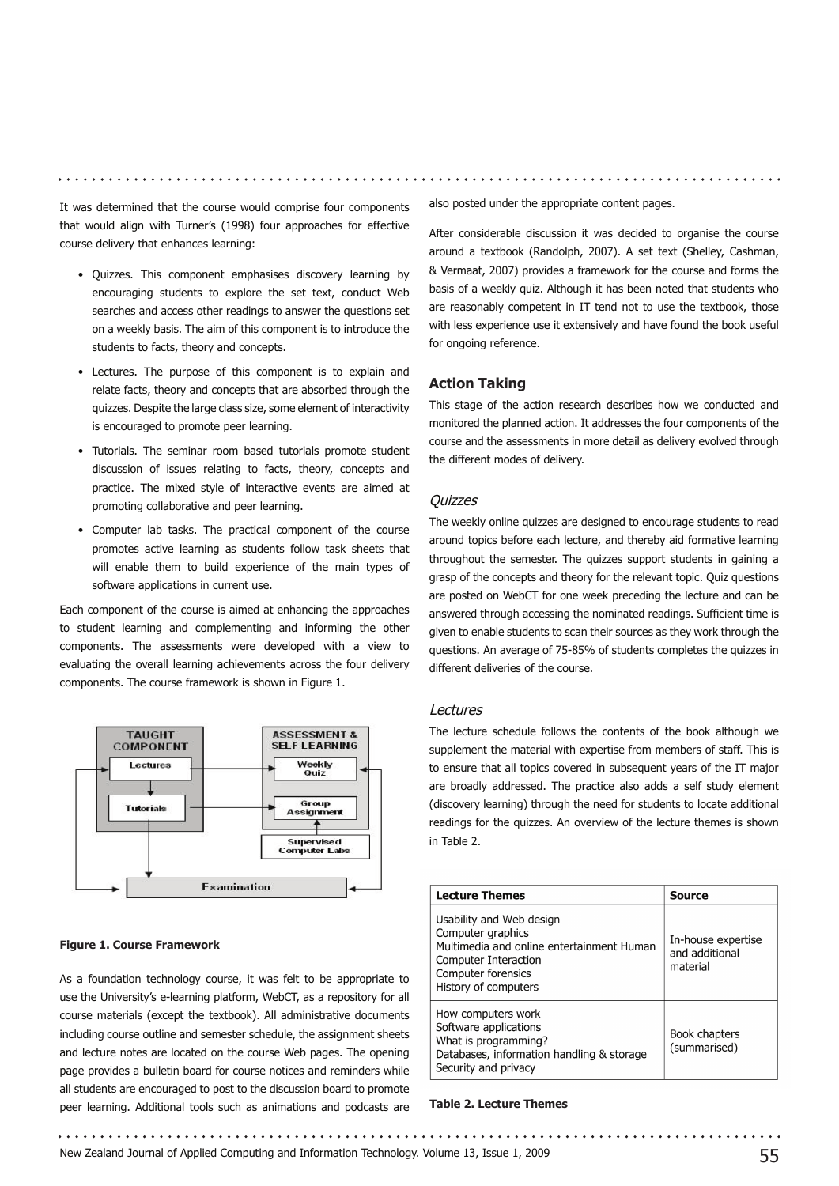It was determined that the course would comprise four components that would align with Turner's (1998) four approaches for effective course delivery that enhances learning:

- Quizzes. This component emphasises discovery learning by encouraging students to explore the set text, conduct Web searches and access other readings to answer the questions set on a weekly basis. The aim of this component is to introduce the students to facts, theory and concepts.
- Lectures. The purpose of this component is to explain and relate facts, theory and concepts that are absorbed through the quizzes. Despite the large class size, some element of interactivity is encouraged to promote peer learning.
- Tutorials. The seminar room based tutorials promote student discussion of issues relating to facts, theory, concepts and practice. The mixed style of interactive events are aimed at promoting collaborative and peer learning.
- Computer lab tasks. The practical component of the course promotes active learning as students follow task sheets that will enable them to build experience of the main types of software applications in current use.

Each component of the course is aimed at enhancing the approaches to student learning and complementing and informing the other components. The assessments were developed with a view to evaluating the overall learning achievements across the four delivery components. The course framework is shown in Figure 1.

**Figure 1. Course Framework**

As a foundation technology course, it was felt to be appropriate to use the University's e-learning platform, WebCT, as a repository for all course materials (except the textbook). All administrative documents including course outline and semester schedule, the assignment sheets and lecture notes are located on the course Web pages. The opening page provides a bulletin board for course notices and reminders while all students are encouraged to post to the discussion board to promote peer learning. Additional tools such as animations and podcasts are also posted under the appropriate content pages.

After considerable discussion it was decided to organise the course around a textbook (Randolph, 2007). A set text (Shelley, Cashman, & Vermaat, 2007) provides a framework for the course and forms the basis of a weekly quiz. Although it has been noted that students who are reasonably competent in IT tend not to use the textbook, those with less experience use it extensively and have found the book useful for ongoing reference.

## Action Taking

This stage of the action research describes how we conducted and monitored the planned action. It addresses the four components of the course and the assessments in more detail as delivery evolved through the different modes of delivery.

### *Quizzes*

The weekly online quizzes are designed to encourage students to read around topics before each lecture, and thereby aid formative learning throughout the semester. The quizzes support students in gaining a grasp of the concepts and theory for the relevant topic. Quiz questions are posted on WebCT for one week preceding the lecture and can be answered through accessing the nominated readings. Sufficient time is given to enable students to scan their sources as they work through the questions. An average of 75-85% of students completes the quizzes in different deliveries of the course.

### *Lectures*

The lecture schedule follows the contents of the book although we supplement the material with expertise from members of staff. This is to ensure that all topics covered in subsequent years of the IT major are broadly addressed. The practice also adds a self study element (discovery learning) through the need for students to locate additional readings for the quizzes. An overview of the lecture themes is shown in Table 2.

| Lecture Themes | Source |
|---|---|
| Usability and Web design<br>Computer graphics<br>Multimedia and online entertainment Human Computer Interaction<br>Computer forensics<br>History of computers | In-house expertise and additional material |
| How computers work<br>Software applications<br>What is programming?<br>Databases, information handling & storage<br>Security and privacy | Book chapters (summarised) |

**Table 2. Lecture Themes**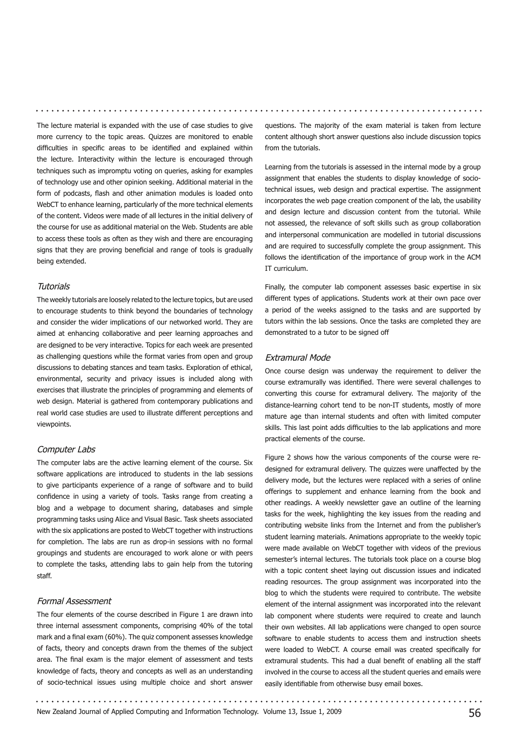The lecture material is expanded with the use of case studies to give more currency to the topic areas. Quizzes are monitored to enable difficulties in specific areas to be identified and explained within the lecture. Interactivity within the lecture is encouraged through techniques such as impromptu voting on queries, asking for examples of technology use and other opinion seeking. Additional material in the form of podcasts, flash and other animation modules is loaded onto WebCT to enhance learning, particularly of the more technical elements of the content. Videos were made of all lectures in the initial delivery of the course for use as additional material on the Web. Students are able to access these tools as often as they wish and there are encouraging signs that they are proving beneficial and range of tools is gradually being extended.

### *Tutorials*

The weekly tutorials are loosely related to the lecture topics, but are used to encourage students to think beyond the boundaries of technology and consider the wider implications of our networked world. They are aimed at enhancing collaborative and peer learning approaches and are designed to be very interactive. Topics for each week are presented as challenging questions while the format varies from open and group discussions to debating stances and team tasks. Exploration of ethical, environmental, security and privacy issues is included along with exercises that illustrate the principles of programming and elements of web design. Material is gathered from contemporary publications and real world case studies are used to illustrate different perceptions and viewpoints.

### *Computer Labs*

The computer labs are the active learning element of the course. Six software applications are introduced to students in the lab sessions to give participants experience of a range of software and to build confidence in using a variety of tools. Tasks range from creating a blog and a webpage to document sharing, databases and simple programming tasks using Alice and Visual Basic. Task sheets associated with the six applications are posted to WebCT together with instructions for completion. The labs are run as drop-in sessions with no formal groupings and students are encouraged to work alone or with peers to complete the tasks, attending labs to gain help from the tutoring staff.

### *Formal Assessment*

The four elements of the course described in Figure 1 are drawn into three internal assessment components, comprising 40% of the total mark and a final exam (60%). The quiz component assesses knowledge of facts, theory and concepts drawn from the themes of the subject area. The final exam is the major element of assessment and tests knowledge of facts, theory and concepts as well as an understanding of socio-technical issues using multiple choice and short answer questions. The majority of the exam material is taken from lecture content although short answer questions also include discussion topics from the tutorials.

Learning from the tutorials is assessed in the internal mode by a group assignment that enables the students to display knowledge of socio-technical issues, web design and practical expertise. The assignment incorporates the web page creation component of the lab, the usability and design lecture and discussion content from the tutorial. While not assessed, the relevance of soft skills such as group collaboration and interpersonal communication are modelled in tutorial discussions and are required to successfully complete the group assignment. This follows the identification of the importance of group work in the ACM IT curriculum.

Finally, the computer lab component assesses basic expertise in six different types of applications. Students work at their own pace over a period of the weeks assigned to the tasks and are supported by tutors within the lab sessions. Once the tasks are completed they are demonstrated to a tutor to be signed off

### *Extramural Mode*

Once course design was underway the requirement to deliver the course extramurally was identified. There were several challenges to converting this course for extramural delivery. The majority of the distance-learning cohort tend to be non-IT students, mostly of more mature age than internal students and often with limited computer skills. This last point adds difficulties to the lab applications and more practical elements of the course.

Figure 2 shows how the various components of the course were re-designed for extramural delivery. The quizzes were unaffected by the delivery mode, but the lectures were replaced with a series of online offerings to supplement and enhance learning from the book and other readings. A weekly newsletter gave an outline of the learning tasks for the week, highlighting the key issues from the reading and contributing website links from the Internet and from the publisher's student learning materials. Animations appropriate to the weekly topic were made available on WebCT together with videos of the previous semester's internal lectures. The tutorials took place on a course blog with a topic content sheet laying out discussion issues and indicated reading resources. The group assignment was incorporated into the blog to which the students were required to contribute. The website element of the internal assignment was incorporated into the relevant lab component where students were required to create and launch their own websites. All lab applications were changed to open source software to enable students to access them and instruction sheets were loaded to WebCT. A course email was created specifically for extramural students. This had a dual benefit of enabling all the staff involved in the course to access all the student queries and emails were easily identifiable from otherwise busy email boxes.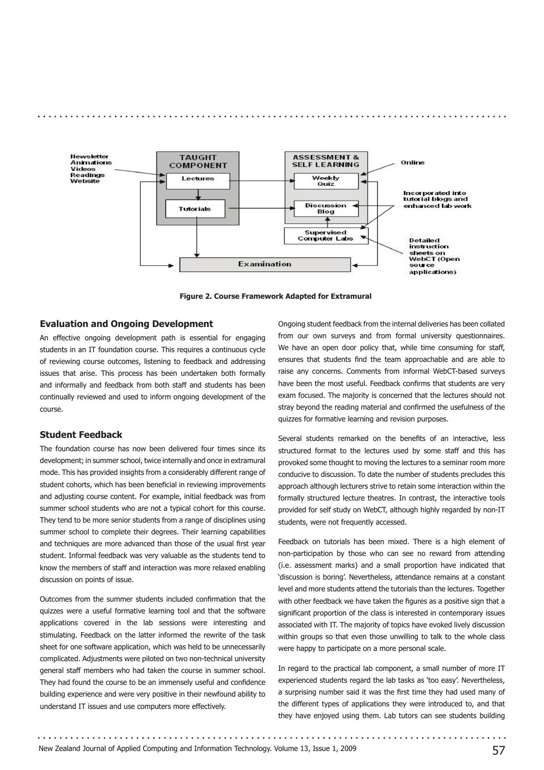Figure 2. Course Framework Adapted for Extramural

## Evaluation and Ongoing Development

An effective ongoing development path is essential for engaging students in an IT foundation course. This requires a continuous cycle of reviewing course outcomes, listening to feedback and addressing issues that arise. This process has been undertaken both formally and informally and feedback from both staff and students has been continually reviewed and used to inform ongoing development of the course.

## Student Feedback

The foundation course has now been delivered four times since its development; in summer school, twice internally and once in extramural mode. This has provided insights from a considerably different range of student cohorts, which has been beneficial in reviewing improvements and adjusting course content. For example, initial feedback was from summer school students who are not a typical cohort for this course. They tend to be more senior students from a range of disciplines using summer school to complete their degrees. Their learning capabilities and techniques are more advanced than those of the usual first year student. Informal feedback was very valuable as the students tend to know the members of staff and interaction was more relaxed enabling discussion on points of issue.

Outcomes from the summer students included confirmation that the quizzes were a useful formative learning tool and that the software applications covered in the lab sessions were interesting and stimulating. Feedback on the latter informed the rewrite of the task sheet for one software application, which was held to be unnecessarily complicated. Adjustments were piloted on two non-technical university general staff members who had taken the course in summer school. They had found the course to be an immensely useful and confidence building experience and were very positive in their newfound ability to understand IT issues and use computers more effectively.

Ongoing student feedback from the internal deliveries has been collated from our own surveys and from formal university questionnaires. We have an open door policy that, while time consuming for staff, ensures that students find the team approachable and are able to raise any concerns. Comments from informal WebCT-based surveys have been the most useful. Feedback confirms that students are very exam focused. The majority is concerned that the lectures should not stray beyond the reading material and confirmed the usefulness of the quizzes for formative learning and revision purposes.

Several students remarked on the benefits of an interactive, less structured format to the lectures used by some staff and this has provoked some thought to moving the lectures to a seminar room more conducive to discussion. To date the number of students precludes this approach although lecturers strive to retain some interaction within the formally structured lecture theatres. In contrast, the interactive tools provided for self study on WebCT, although highly regarded by non-IT students, were not frequently accessed.

Feedback on tutorials has been mixed. There is a high element of non-participation by those who can see no reward from attending (i.e. assessment marks) and a small proportion have indicated that 'discussion is boring'. Nevertheless, attendance remains at a constant level and more students attend the tutorials than the lectures. Together with other feedback we have taken the figures as a positive sign that a significant proportion of the class is interested in contemporary issues associated with IT. The majority of topics have evoked lively discussion within groups so that even those unwilling to talk to the whole class were happy to participate on a more personal scale.

In regard to the practical lab component, a small number of more IT experienced students regard the lab tasks as 'too easy'. Nevertheless, a surprising number said it was the first time they had used many of the different types of applications they were introduced to, and that they have enjoyed using them. Lab tutors can see students building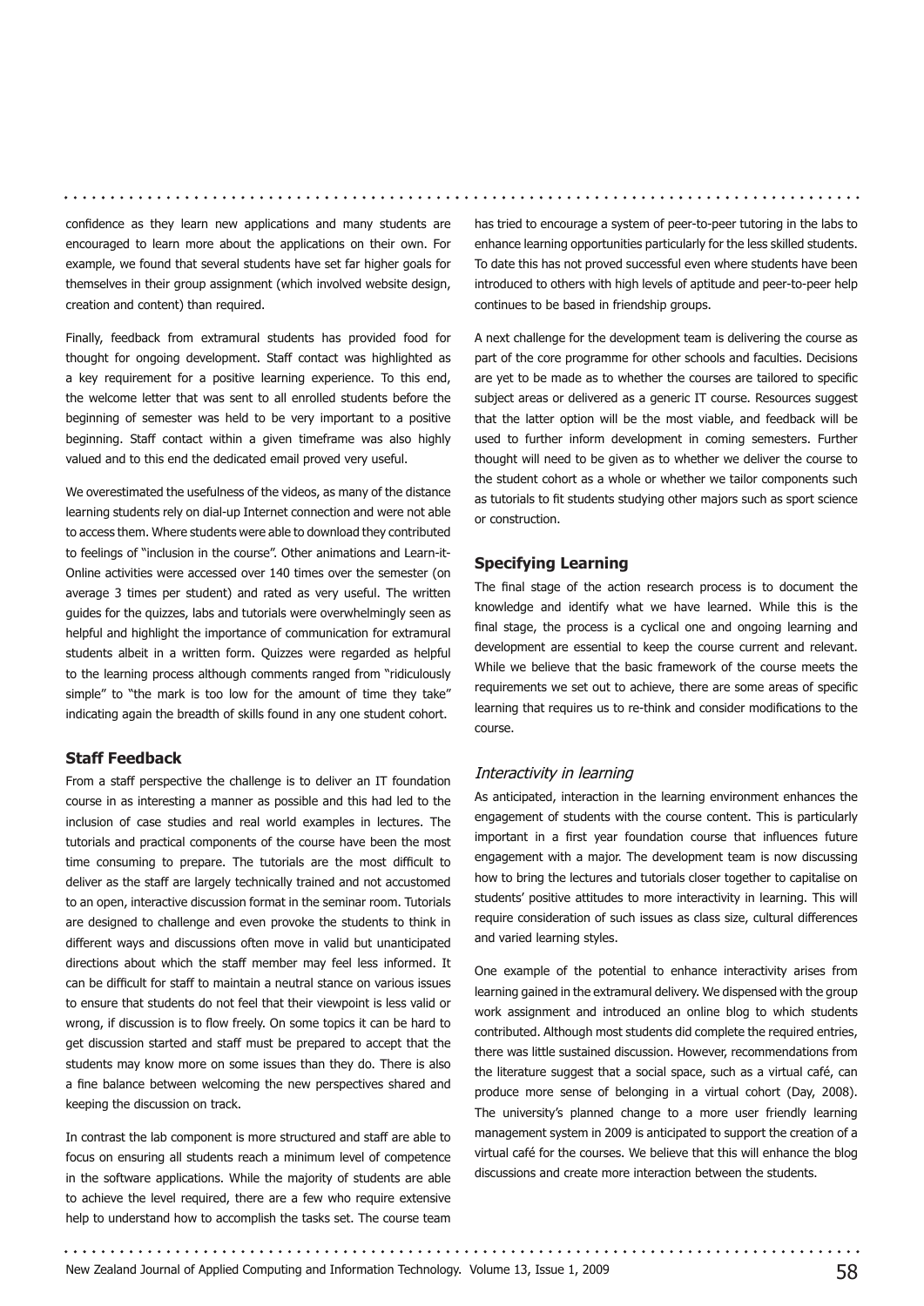confidence as they learn new applications and many students are encouraged to learn more about the applications on their own. For example, we found that several students have set far higher goals for themselves in their group assignment (which involved website design, creation and content) than required.

Finally, feedback from extramural students has provided food for thought for ongoing development. Staff contact was highlighted as a key requirement for a positive learning experience. To this end, the welcome letter that was sent to all enrolled students before the beginning of semester was held to be very important to a positive beginning. Staff contact within a given timeframe was also highly valued and to this end the dedicated email proved very useful.

We overestimated the usefulness of the videos, as many of the distance learning students rely on dial-up Internet connection and were not able to access them. Where students were able to download they contributed to feelings of "inclusion in the course". Other animations and Learn-it-Online activities were accessed over 140 times over the semester (on average 3 times per student) and rated as very useful. The written guides for the quizzes, labs and tutorials were overwhelmingly seen as helpful and highlight the importance of communication for extramural students albeit in a written form. Quizzes were regarded as helpful to the learning process although comments ranged from "ridiculously simple" to "the mark is too low for the amount of time they take" indicating again the breadth of skills found in any one student cohort.

### Staff Feedback

From a staff perspective the challenge is to deliver an IT foundation course in as interesting a manner as possible and this had led to the inclusion of case studies and real world examples in lectures. The tutorials and practical components of the course have been the most time consuming to prepare. The tutorials are the most difficult to deliver as the staff are largely technically trained and not accustomed to an open, interactive discussion format in the seminar room. Tutorials are designed to challenge and even provoke the students to think in different ways and discussions often move in valid but unanticipated directions about which the staff member may feel less informed. It can be difficult for staff to maintain a neutral stance on various issues to ensure that students do not feel that their viewpoint is less valid or wrong, if discussion is to flow freely. On some topics it can be hard to get discussion started and staff must be prepared to accept that the students may know more on some issues than they do. There is also a fine balance between welcoming the new perspectives shared and keeping the discussion on track.

In contrast the lab component is more structured and staff are able to focus on ensuring all students reach a minimum level of competence in the software applications. While the majority of students are able to achieve the level required, there are a few who require extensive help to understand how to accomplish the tasks set. The course team has tried to encourage a system of peer-to-peer tutoring in the labs to enhance learning opportunities particularly for the less skilled students. To date this has not proved successful even where students have been introduced to others with high levels of aptitude and peer-to-peer help continues to be based in friendship groups.

A next challenge for the development team is delivering the course as part of the core programme for other schools and faculties. Decisions are yet to be made as to whether the courses are tailored to specific subject areas or delivered as a generic IT course. Resources suggest that the latter option will be the most viable, and feedback will be used to further inform development in coming semesters. Further thought will need to be given as to whether we deliver the course to the student cohort as a whole or whether we tailor components such as tutorials to fit students studying other majors such as sport science or construction.

### Specifying Learning

The final stage of the action research process is to document the knowledge and identify what we have learned. While this is the final stage, the process is a cyclical one and ongoing learning and development are essential to keep the course current and relevant. While we believe that the basic framework of the course meets the requirements we set out to achieve, there are some areas of specific learning that requires us to re-think and consider modifications to the course.

#### *Interactivity in learning*

As anticipated, interaction in the learning environment enhances the engagement of students with the course content. This is particularly important in a first year foundation course that influences future engagement with a major. The development team is now discussing how to bring the lectures and tutorials closer together to capitalise on students' positive attitudes to more interactivity in learning. This will require consideration of such issues as class size, cultural differences and varied learning styles.

One example of the potential to enhance interactivity arises from learning gained in the extramural delivery. We dispensed with the group work assignment and introduced an online blog to which students contributed. Although most students did complete the required entries, there was little sustained discussion. However, recommendations from the literature suggest that a social space, such as a virtual café, can produce more sense of belonging in a virtual cohort (Day, 2008). The university's planned change to a more user friendly learning management system in 2009 is anticipated to support the creation of a virtual café for the courses. We believe that this will enhance the blog discussions and create more interaction between the students.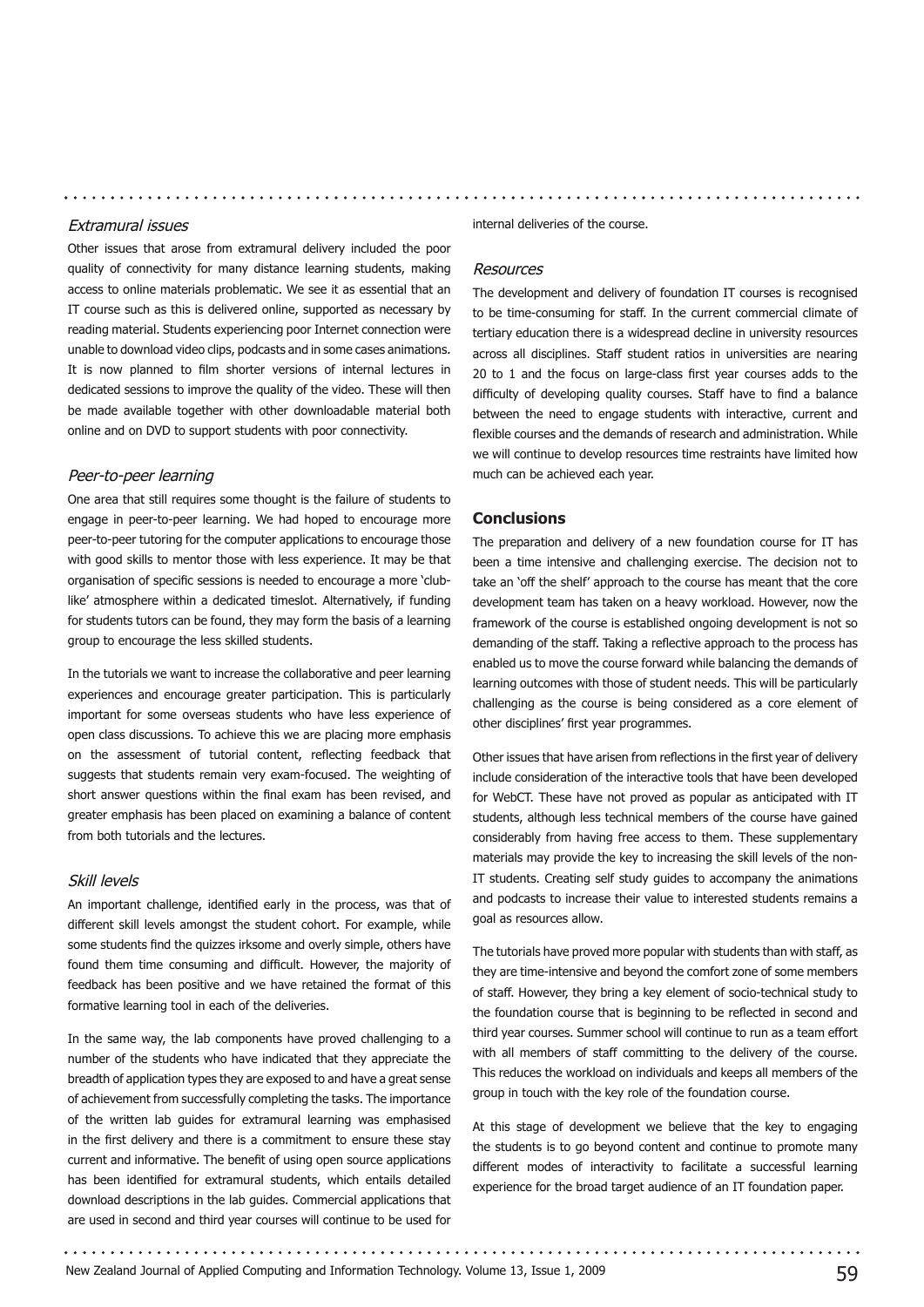### *Extramural issues*

Other issues that arose from extramural delivery included the poor quality of connectivity for many distance learning students, making access to online materials problematic. We see it as essential that an IT course such as this is delivered online, supported as necessary by reading material. Students experiencing poor Internet connection were unable to download video clips, podcasts and in some cases animations. It is now planned to film shorter versions of internal lectures in dedicated sessions to improve the quality of the video. These will then be made available together with other downloadable material both online and on DVD to support students with poor connectivity.

### *Peer-to-peer learning*

One area that still requires some thought is the failure of students to engage in peer-to-peer learning. We had hoped to encourage more peer-to-peer tutoring for the computer applications to encourage those with good skills to mentor those with less experience. It may be that organisation of specific sessions is needed to encourage a more 'club-like' atmosphere within a dedicated timeslot. Alternatively, if funding for students tutors can be found, they may form the basis of a learning group to encourage the less skilled students.

In the tutorials we want to increase the collaborative and peer learning experiences and encourage greater participation. This is particularly important for some overseas students who have less experience of open class discussions. To achieve this we are placing more emphasis on the assessment of tutorial content, reflecting feedback that suggests that students remain very exam-focused. The weighting of short answer questions within the final exam has been revised, and greater emphasis has been placed on examining a balance of content from both tutorials and the lectures.

### *Skill levels*

An important challenge, identified early in the process, was that of different skill levels amongst the student cohort. For example, while some students find the quizzes irksome and overly simple, others have found them time consuming and difficult. However, the majority of feedback has been positive and we have retained the format of this formative learning tool in each of the deliveries.

In the same way, the lab components have proved challenging to a number of the students who have indicated that they appreciate the breadth of application types they are exposed to and have a great sense of achievement from successfully completing the tasks. The importance of the written lab guides for extramural learning was emphasised in the first delivery and there is a commitment to ensure these stay current and informative. The benefit of using open source applications has been identified for extramural students, which entails detailed download descriptions in the lab guides. Commercial applications that are used in second and third year courses will continue to be used for internal deliveries of the course.

### *Resources*

The development and delivery of foundation IT courses is recognised to be time-consuming for staff. In the current commercial climate of tertiary education there is a widespread decline in university resources across all disciplines. Staff student ratios in universities are nearing 20 to 1 and the focus on large-class first year courses adds to the difficulty of developing quality courses. Staff have to find a balance between the need to engage students with interactive, current and flexible courses and the demands of research and administration. While we will continue to develop resources time restraints have limited how much can be achieved each year.

## **Conclusions**

The preparation and delivery of a new foundation course for IT has been a time intensive and challenging exercise. The decision not to take an 'off the shelf' approach to the course has meant that the core development team has taken on a heavy workload. However, now the framework of the course is established ongoing development is not so demanding of the staff. Taking a reflective approach to the process has enabled us to move the course forward while balancing the demands of learning outcomes with those of student needs. This will be particularly challenging as the course is being considered as a core element of other disciplines' first year programmes.

Other issues that have arisen from reflections in the first year of delivery include consideration of the interactive tools that have been developed for WebCT. These have not proved as popular as anticipated with IT students, although less technical members of the course have gained considerably from having free access to them. These supplementary materials may provide the key to increasing the skill levels of the non-IT students. Creating self study guides to accompany the animations and podcasts to increase their value to interested students remains a goal as resources allow.

The tutorials have proved more popular with students than with staff, as they are time-intensive and beyond the comfort zone of some members of staff. However, they bring a key element of socio-technical study to the foundation course that is beginning to be reflected in second and third year courses. Summer school will continue to run as a team effort with all members of staff committing to the delivery of the course. This reduces the workload on individuals and keeps all members of the group in touch with the key role of the foundation course.

At this stage of development we believe that the key to engaging the students is to go beyond content and continue to promote many different modes of interactivity to facilitate a successful learning experience for the broad target audience of an IT foundation paper.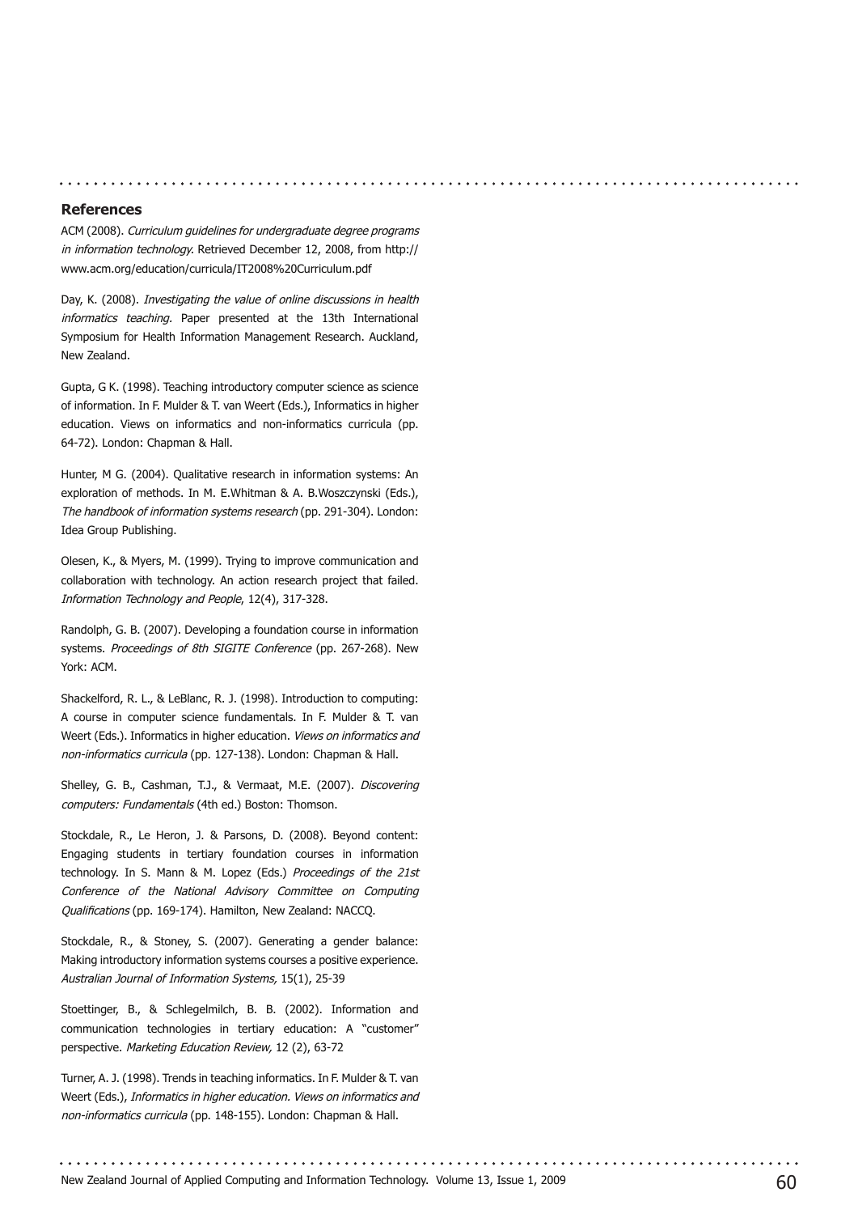## References

ACM (2008). *Curriculum guidelines for undergraduate degree programs in information technology.* Retrieved December 12, 2008, from http://www.acm.org/education/curricula/IT2008%20Curriculum.pdf

Day, K. (2008). *Investigating the value of online discussions in health informatics teaching.* Paper presented at the 13th International Symposium for Health Information Management Research. Auckland, New Zealand.

Gupta, G K. (1998). Teaching introductory computer science as science of information. In F. Mulder & T. van Weert (Eds.), Informatics in higher education. Views on informatics and non-informatics curricula (pp. 64-72). London: Chapman & Hall.

Hunter, M G. (2004). Qualitative research in information systems: An exploration of methods. In M. E.Whitman & A. B.Woszczynski (Eds.), *The handbook of information systems research* (pp. 291-304). London: Idea Group Publishing.

Olesen, K., & Myers, M. (1999). Trying to improve communication and collaboration with technology. An action research project that failed. *Information Technology and People*, 12(4), 317-328.

Randolph, G. B. (2007). Developing a foundation course in information systems. *Proceedings of 8th SIGITE Conference* (pp. 267-268). New York: ACM.

Shackelford, R. L., & LeBlanc, R. J. (1998). Introduction to computing: A course in computer science fundamentals. In F. Mulder & T. van Weert (Eds.). Informatics in higher education. *Views on informatics and non-informatics curricula* (pp. 127-138). London: Chapman & Hall.

Shelley, G. B., Cashman, T.J., & Vermaat, M.E. (2007). *Discovering computers: Fundamentals* (4th ed.) Boston: Thomson.

Stockdale, R., Le Heron, J. & Parsons, D. (2008). Beyond content: Engaging students in tertiary foundation courses in information technology. In S. Mann & M. Lopez (Eds.) *Proceedings of the 21st Conference of the National Advisory Committee on Computing Qualifications* (pp. 169-174). Hamilton, New Zealand: NACCQ.

Stockdale, R., & Stoney, S. (2007). Generating a gender balance: Making introductory information systems courses a positive experience. *Australian Journal of Information Systems,* 15(1), 25-39

Stoettinger, B., & Schlegelmilch, B. B. (2002). Information and communication technologies in tertiary education: A "customer" perspective. *Marketing Education Review,* 12 (2), 63-72

Turner, A. J. (1998). Trends in teaching informatics. In F. Mulder & T. van Weert (Eds.), *Informatics in higher education. Views on informatics and non-informatics curricula* (pp. 148-155). London: Chapman & Hall.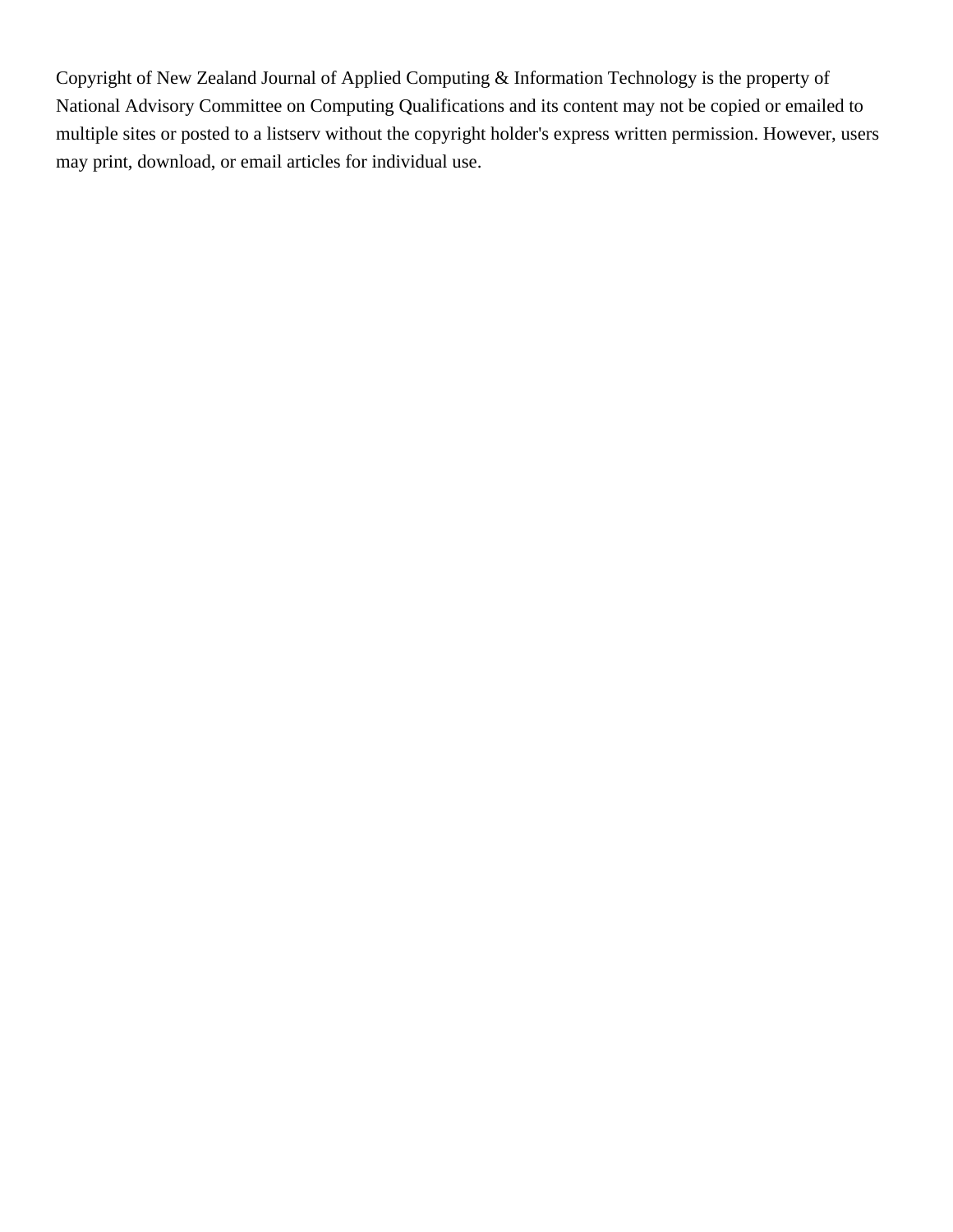Copyright of New Zealand Journal of Applied Computing & Information Technology is the property of National Advisory Committee on Computing Qualifications and its content may not be copied or emailed to multiple sites or posted to a listserv without the copyright holder's express written permission. However, users may print, download, or email articles for individual use.